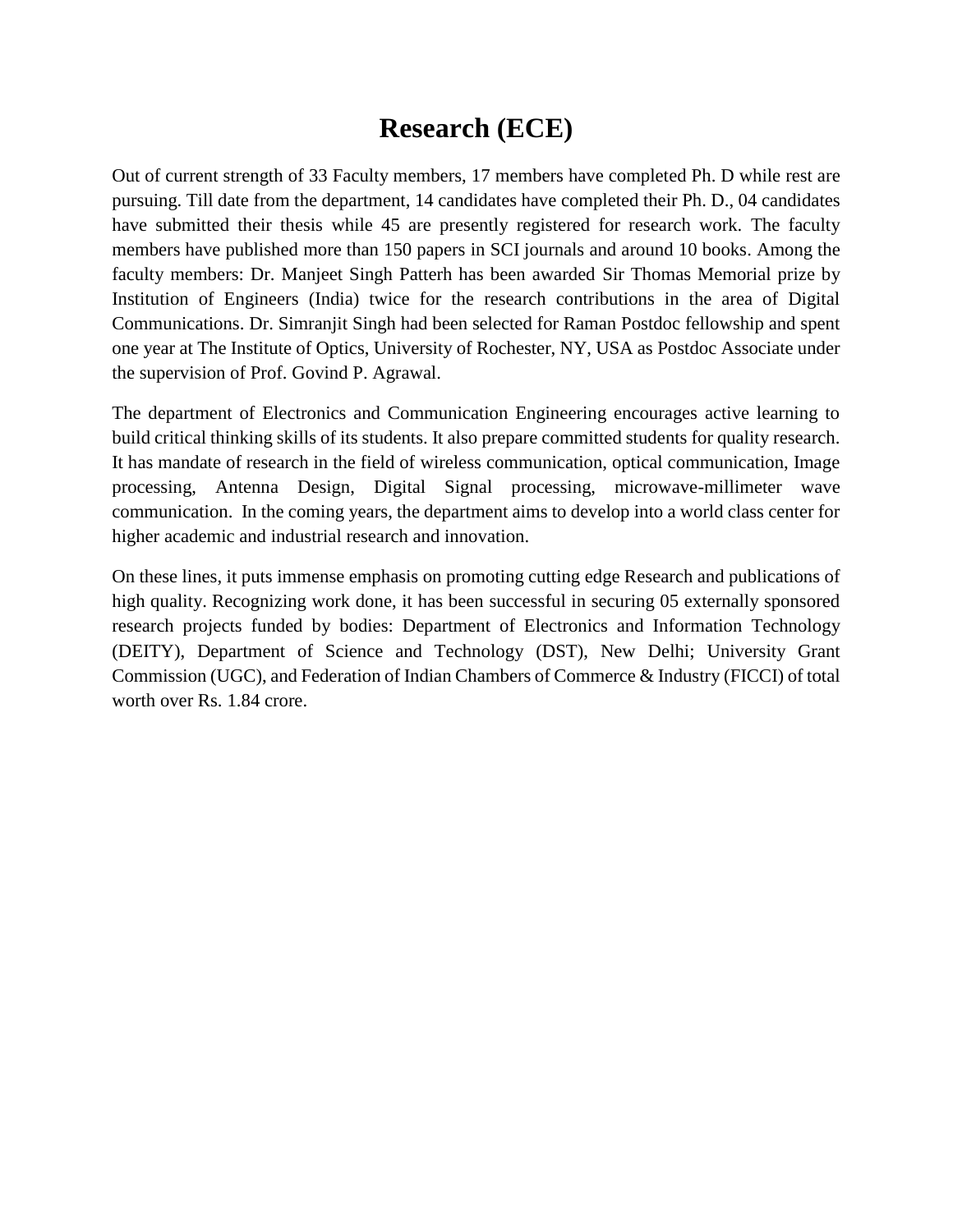# Research (ECE)

Out of current strength of 33 Faculty members, 17 members have completed Ph. D while rest are pursuing. Till date from the department, 14 candidates have completed their Ph. D., 04 candidates have submitted their thesis while 45 are presently registered for research work. The faculty members have published more than 150 papers in SCI journals and around 10 books. Among the faculty members: Dr. Manjeet Singh Patterh has been awarded Sir Thomas Memorial prize by Institution of Engineers (India) twice for the research contributions in the area of Digital Communications. Dr. Simranjit Singh had been selected for Raman Postdoc fellowship and spent one year at The Institute of Optics, University of Rochester, NY, USA as Postdoc Associate under the supervision of Prof. Govind P. Agrawal.

The department of Electronics and Communication Engineering encourages active learning to build critical thinking skills of its students. It also prepare committed students for quality research. It has mandate of research in the field of wireless communication, optical communication, Image processing, Antenna Design, Digital Signal processing, microwave-millimeter wave communication. In the coming years, the department aims to develop into a world class center for higher academic and industrial research and innovation.

On these lines, it puts immense emphasis on promoting cutting edge Research and publications of high quality. Recognizing work done, it has been successful in securing 05 externally sponsored research projects funded by bodies: Department of Electronics and Information Technology (DEITY), Department of Science and Technology (DST), New Delhi; University Grant Commission (UGC), and Federation of Indian Chambers of Commerce & Industry (FICCI) of total worth over Rs. 1.84 crore.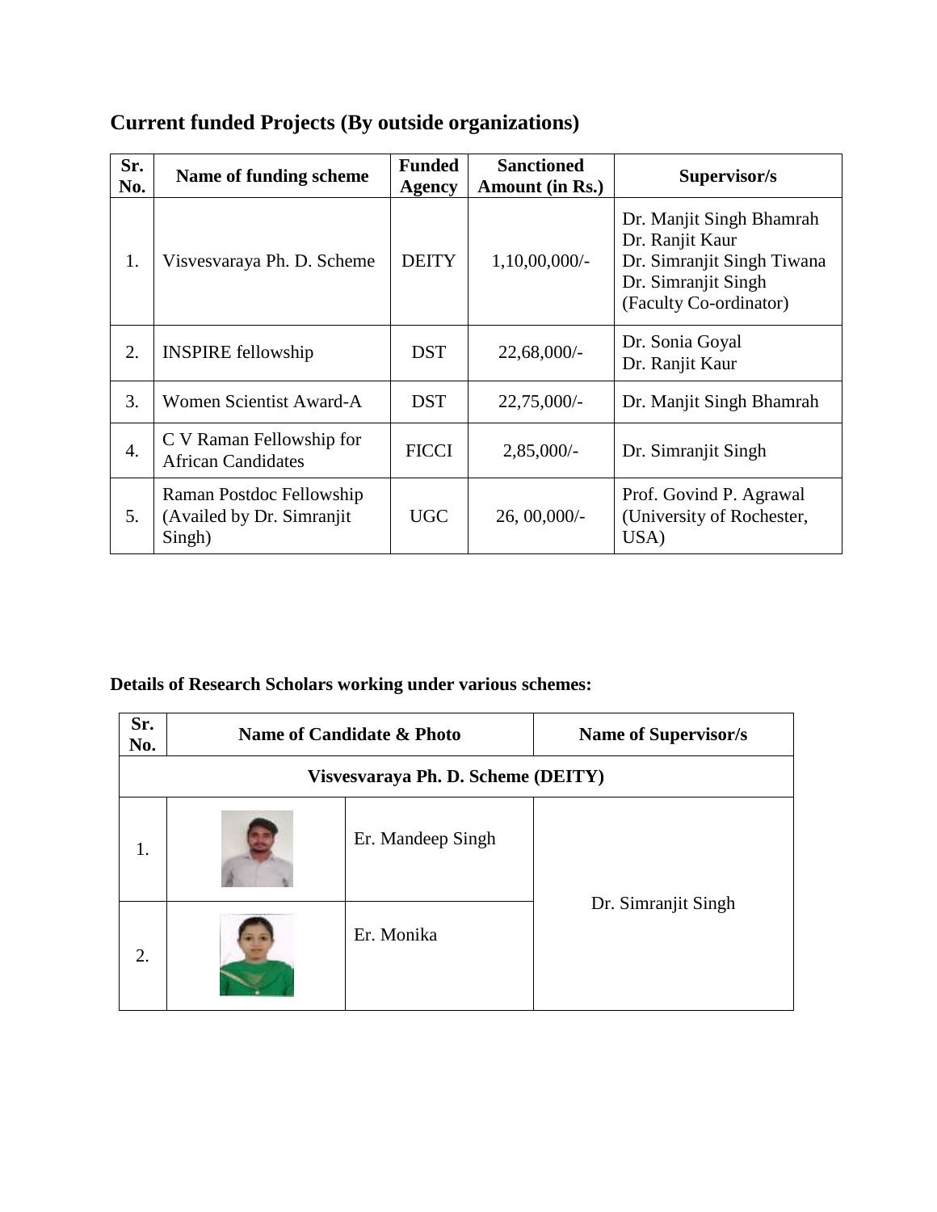## Current funded Projects (By outside organizations)

| Sr. No. | Name of funding scheme | Funded Agency | Sanctioned Amount (in Rs.) | Supervisor/s |
|---|---|---|---|---|
| 1. | Visvesvaraya Ph. D. Scheme | DEITY | 1,10,00,000/- | Dr. Manjit Singh Bhamrah<br>Dr. Ranjit Kaur<br>Dr. Simranjit Singh Tiwana<br>Dr. Simranjit Singh<br>(Faculty Co-ordinator) |
| 2. | INSPIRE fellowship | DST | 22,68,000/- | Dr. Sonia Goyal<br>Dr. Ranjit Kaur |
| 3. | Women Scientist Award-A | DST | 22,75,000/- | Dr. Manjit Singh Bhamrah |
| 4. | C V Raman Fellowship for African Candidates | FICCI | 2,85,000/- | Dr. Simranjit Singh |
| 5. | Raman Postdoc Fellowship (Availed by Dr. Simranjit Singh) | UGC | 26, 00,000/- | Prof. Govind P. Agrawal (University of Rochester, USA) |

**Details of Research Scholars working under various schemes:**

| Sr. No. | Name of Candidate & Photo | | Name of Supervisor/s |
|---|---|---|---|
| **Visvesvaraya Ph. D. Scheme (DEITY)** | | | |
| 1. | | Er. Mandeep Singh | Dr. Simranjit Singh |
| 2. | | Er. Monika | |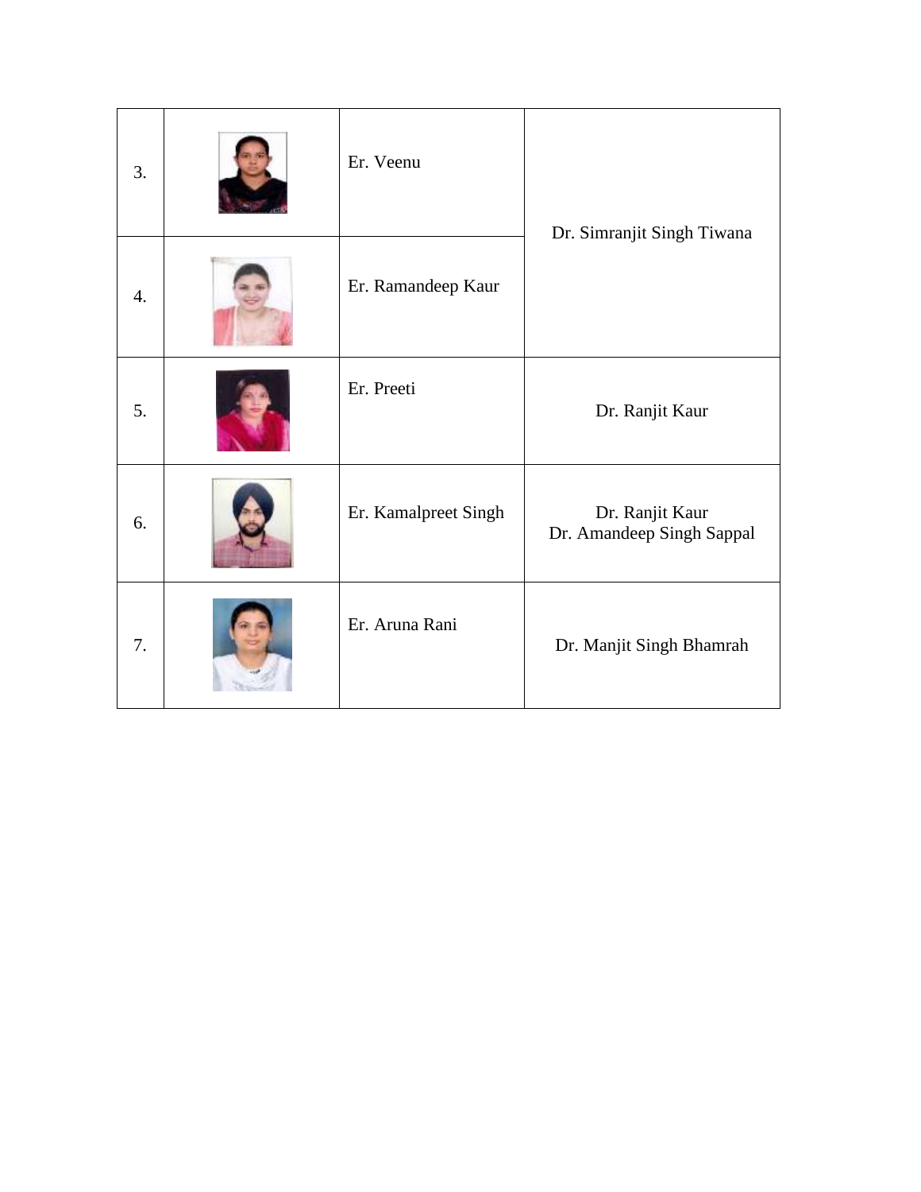| 3. | | Er. Veenu | Dr. Simranjit Singh Tiwana |
|---|---|---|---|
| 4. | | Er. Ramandeep Kaur | |
| 5. | | Er. Preeti | Dr. Ranjit Kaur |
| 6. | | Er. Kamalpreet Singh | Dr. Ranjit Kaur<br>Dr. Amandeep Singh Sappal |
| 7. | | Er. Aruna Rani | Dr. Manjit Singh Bhamrah |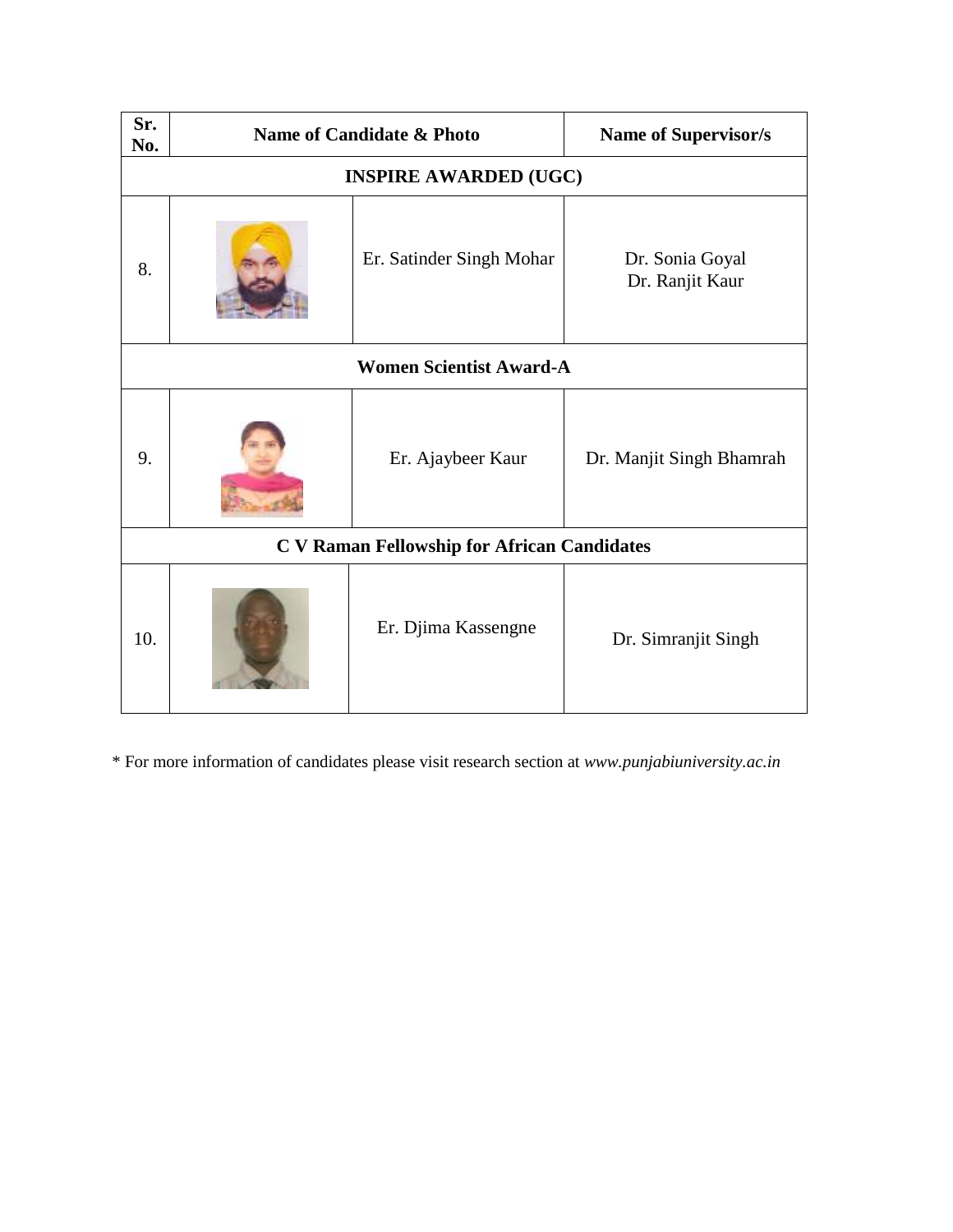| Sr. No. | Name of Candidate & Photo | | Name of Supervisor/s |
|---|---|---|---|
| **INSPIRE AWARDED (UGC)** | | | |
| 8. | | Er. Satinder Singh Mohar | Dr. Sonia Goyal<br>Dr. Ranjit Kaur |
| **Women Scientist Award-A** | | | |
| 9. | | Er. Ajaybeer Kaur | Dr. Manjit Singh Bhamrah |
| **C V Raman Fellowship for African Candidates** | | | |
| 10. | | Er. Djima Kassengne | Dr. Simranjit Singh |

* For more information of candidates please visit research section at *www.punjabiuniversity.ac.in*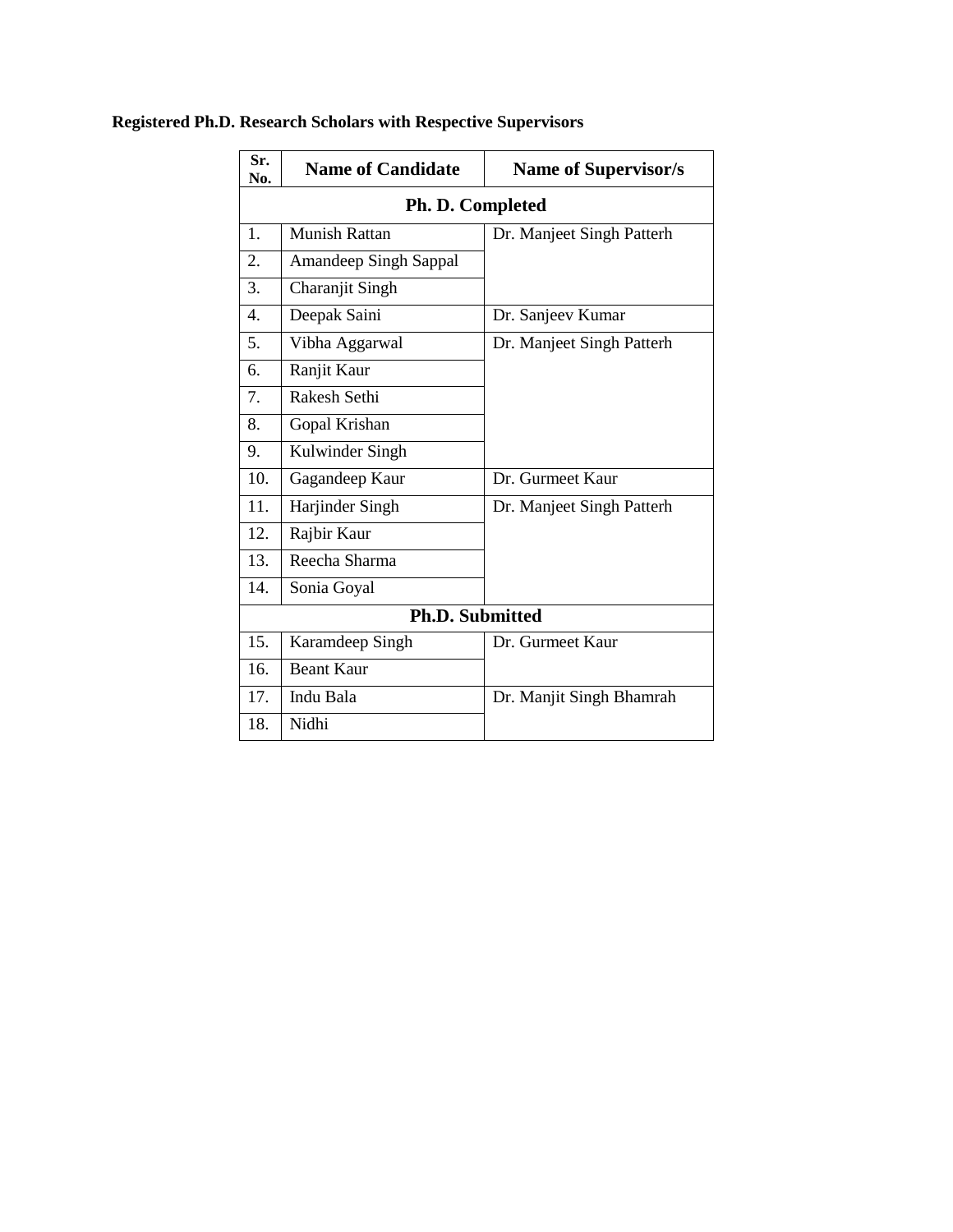**Registered Ph.D. Research Scholars with Respective Supervisors**

| Sr. No. | Name of Candidate | Name of Supervisor/s |
|---|---|---|
| **Ph. D. Completed** | | |
| 1. | Munish Rattan | Dr. Manjeet Singh Patterh |
| 2. | Amandeep Singh Sappal | |
| 3. | Charanjit Singh | |
| 4. | Deepak Saini | Dr. Sanjeev Kumar |
| 5. | Vibha Aggarwal | Dr. Manjeet Singh Patterh |
| 6. | Ranjit Kaur | |
| 7. | Rakesh Sethi | |
| 8. | Gopal Krishan | |
| 9. | Kulwinder Singh | |
| 10. | Gagandeep Kaur | Dr. Gurmeet Kaur |
| 11. | Harjinder Singh | Dr. Manjeet Singh Patterh |
| 12. | Rajbir Kaur | |
| 13. | Reecha Sharma | |
| 14. | Sonia Goyal | |
| **Ph.D. Submitted** | | |
| 15. | Karamdeep Singh | Dr. Gurmeet Kaur |
| 16. | Beant Kaur | |
| 17. | Indu Bala | Dr. Manjit Singh Bhamrah |
| 18. | Nidhi | |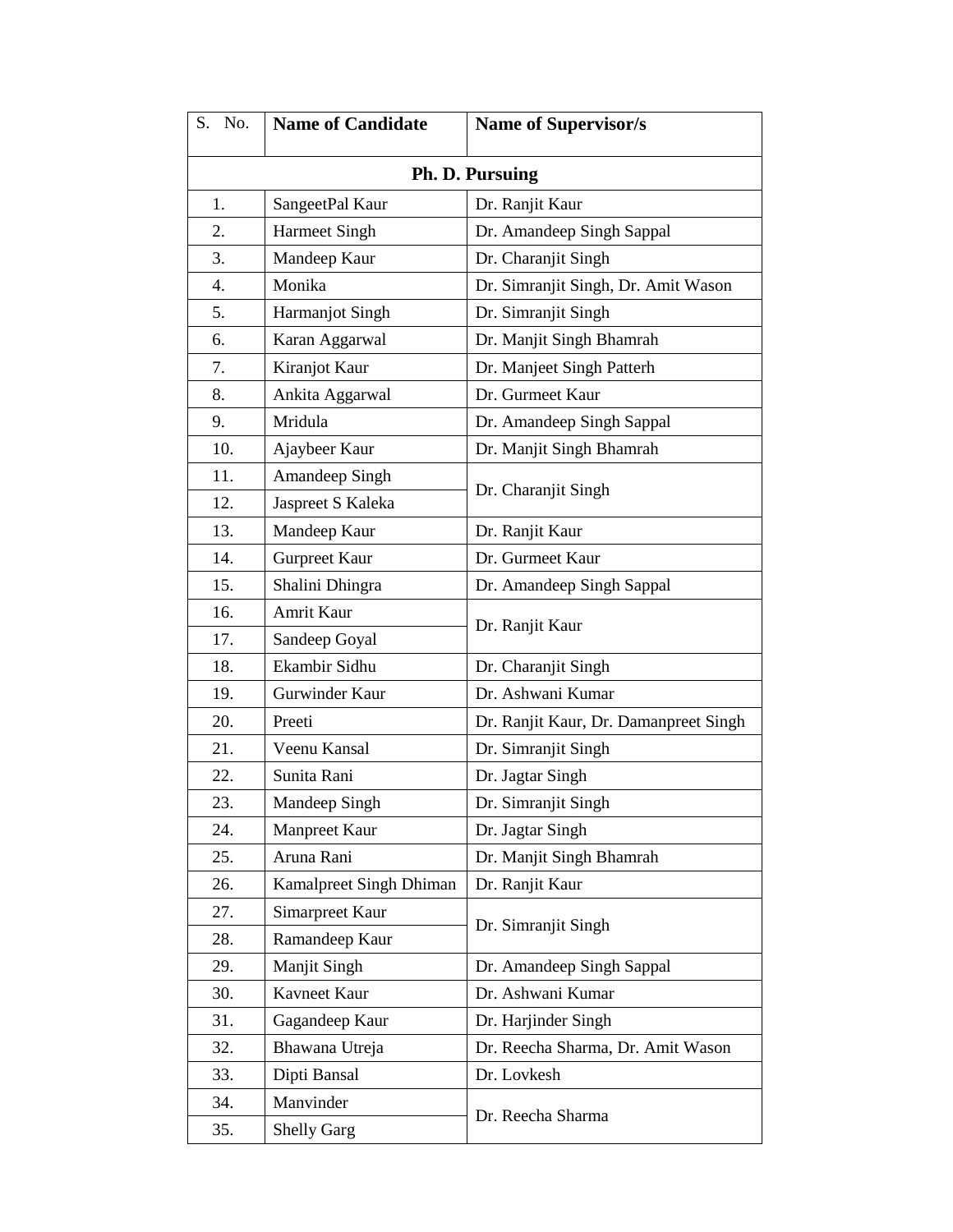| S. No. | Name of Candidate | Name of Supervisor/s |
|---|---|---|
| **Ph. D. Pursuing** | | |
| 1. | SangeetPal Kaur | Dr. Ranjit Kaur |
| 2. | Harmeet Singh | Dr. Amandeep Singh Sappal |
| 3. | Mandeep Kaur | Dr. Charanjit Singh |
| 4. | Monika | Dr. Simranjit Singh, Dr. Amit Wason |
| 5. | Harmanjot Singh | Dr. Simranjit Singh |
| 6. | Karan Aggarwal | Dr. Manjit Singh Bhamrah |
| 7. | Kiranjot Kaur | Dr. Manjeet Singh Patterh |
| 8. | Ankita Aggarwal | Dr. Gurmeet Kaur |
| 9. | Mridula | Dr. Amandeep Singh Sappal |
| 10. | Ajaybeer Kaur | Dr. Manjit Singh Bhamrah |
| 11. | Amandeep Singh | Dr. Charanjit Singh |
| 12. | Jaspreet S Kaleka | |
| 13. | Mandeep Kaur | Dr. Ranjit Kaur |
| 14. | Gurpreet Kaur | Dr. Gurmeet Kaur |
| 15. | Shalini Dhingra | Dr. Amandeep Singh Sappal |
| 16. | Amrit Kaur | Dr. Ranjit Kaur |
| 17. | Sandeep Goyal | |
| 18. | Ekambir Sidhu | Dr. Charanjit Singh |
| 19. | Gurwinder Kaur | Dr. Ashwani Kumar |
| 20. | Preeti | Dr. Ranjit Kaur, Dr. Damanpreet Singh |
| 21. | Veenu Kansal | Dr. Simranjit Singh |
| 22. | Sunita Rani | Dr. Jagtar Singh |
| 23. | Mandeep Singh | Dr. Simranjit Singh |
| 24. | Manpreet Kaur | Dr. Jagtar Singh |
| 25. | Aruna Rani | Dr. Manjit Singh Bhamrah |
| 26. | Kamalpreet Singh Dhiman | Dr. Ranjit Kaur |
| 27. | Simarpreet Kaur | Dr. Simranjit Singh |
| 28. | Ramandeep Kaur | |
| 29. | Manjit Singh | Dr. Amandeep Singh Sappal |
| 30. | Kavneet Kaur | Dr. Ashwani Kumar |
| 31. | Gagandeep Kaur | Dr. Harjinder Singh |
| 32. | Bhawana Utreja | Dr. Reecha Sharma, Dr. Amit Wason |
| 33. | Dipti Bansal | Dr. Lovkesh |
| 34. | Manvinder | Dr. Reecha Sharma |
| 35. | Shelly Garg | |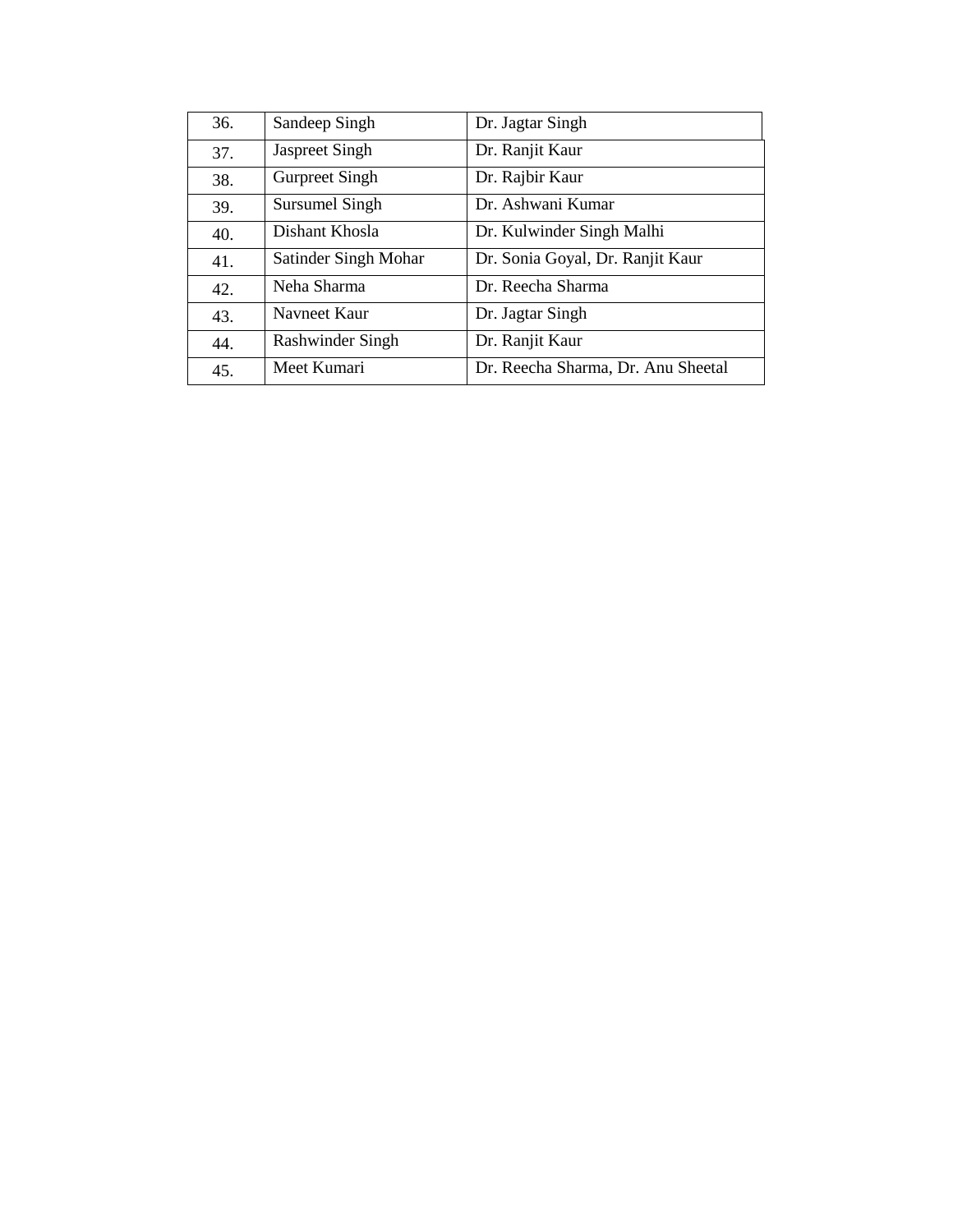| | | |
|---|---|---|
| 36. | Sandeep Singh | Dr. Jagtar Singh |
| 37. | Jaspreet Singh | Dr. Ranjit Kaur |
| 38. | Gurpreet Singh | Dr. Rajbir Kaur |
| 39. | Sursumel Singh | Dr. Ashwani Kumar |
| 40. | Dishant Khosla | Dr. Kulwinder Singh Malhi |
| 41. | Satinder Singh Mohar | Dr. Sonia Goyal, Dr. Ranjit Kaur |
| 42. | Neha Sharma | Dr. Reecha Sharma |
| 43. | Navneet Kaur | Dr. Jagtar Singh |
| 44. | Rashwinder Singh | Dr. Ranjit Kaur |
| 45. | Meet Kumari | Dr. Reecha Sharma, Dr. Anu Sheetal |